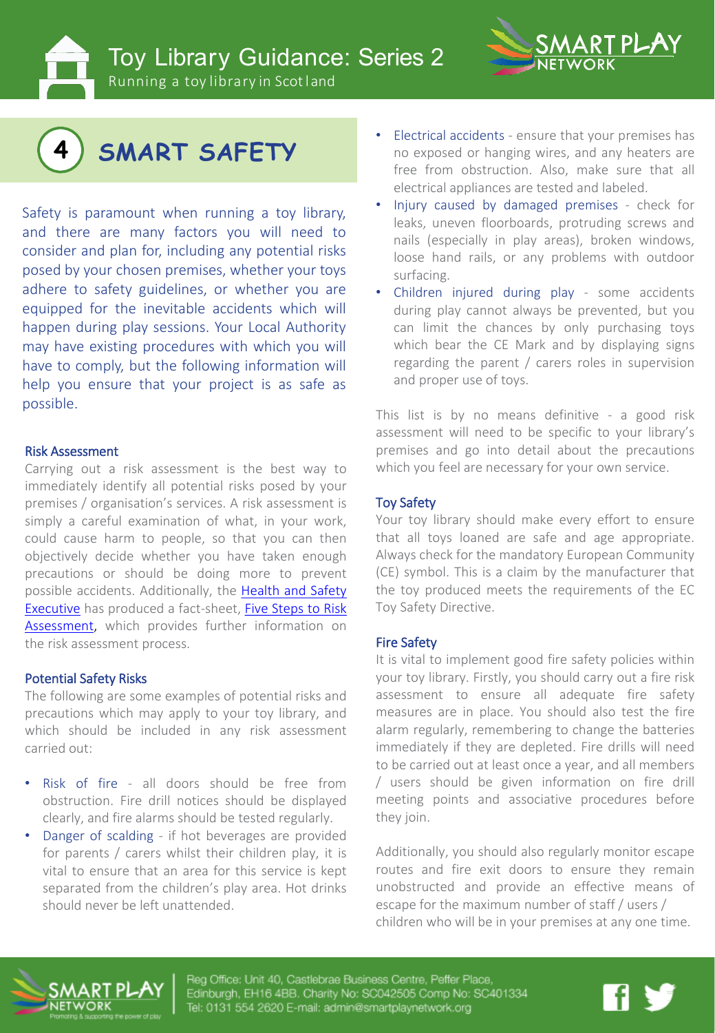# Toy Library Guidance: Series 2

Running a toy library in Scotland

## 4 SMART SAFETY

Safety is paramount when running a toy library, and there are many factors you will need to consider and plan for, including any potential risks posed by your chosen premises, whether your toys adhere to safety guidelines, or whether you are equipped for the inevitable accidents which will happen during play sessions. Your Local Authority may have existing procedures with which you will have to comply, but the following information will help you ensure that your project is as safe as possible.

### Risk Assessment

Carrying out a risk assessment is the best way to immediately identify all potential risks posed by your premises / organisation's services. A risk assessment is simply a careful examination of what, in your work, could cause harm to people, so that you can then objectively decide whether you have taken enough precautions or should be doing more to prevent possible accidents. Additionally, the Health and Safety Executive has produced a fact-sheet, Five Steps to Risk Assessment, which provides further information on the risk assessment process.

### Potential Safety Risks

The following are some examples of potential risks and precautions which may apply to your toy library, and which should be included in any risk assessment carried out:

- Risk of fire - all doors should be free from obstruction. Fire drill notices should be displayed clearly, and fire alarms should be tested regularly.
- Danger of scalding - if hot beverages are provided for parents / carers whilst their children play, it is vital to ensure that an area for this service is kept separated from the children's play area. Hot drinks should never be left unattended.
- Electrical accidents - ensure that your premises has no exposed or hanging wires, and any heaters are free from obstruction. Also, make sure that all electrical appliances are tested and labeled.
- Injury caused by damaged premises - check for leaks, uneven floorboards, protruding screws and nails (especially in play areas), broken windows, loose hand rails, or any problems with outdoor surfacing.
- Children injured during play - some accidents during play cannot always be prevented, but you can limit the chances by only purchasing toys which bear the CE Mark and by displaying signs regarding the parent / carers roles in supervision and proper use of toys.

This list is by no means definitive - a good risk assessment will need to be specific to your library's premises and go into detail about the precautions which you feel are necessary for your own service.

### Toy Safety

Your toy library should make every effort to ensure that all toys loaned are safe and age appropriate. Always check for the mandatory European Community (CE) symbol. This is a claim by the manufacturer that the toy produced meets the requirements of the EC Toy Safety Directive.

### Fire Safety

It is vital to implement good fire safety policies within your toy library. Firstly, you should carry out a fire risk assessment to ensure all adequate fire safety measures are in place. You should also test the fire alarm regularly, remembering to change the batteries immediately if they are depleted. Fire drills will need to be carried out at least once a year, and all members / users should be given information on fire drill meeting points and associative procedures before they join.

Additionally, you should also regularly monitor escape routes and fire exit doors to ensure they remain unobstructed and provide an effective means of escape for the maximum number of staff / users / children who will be in your premises at any one time.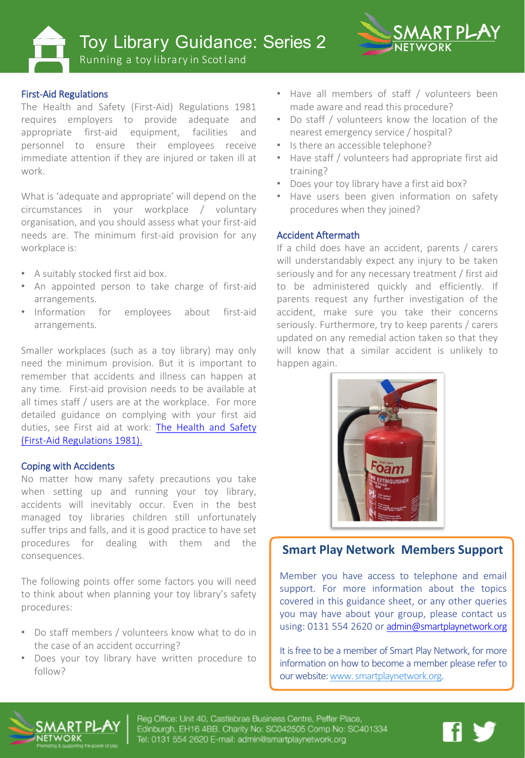# Toy Library Guidance: Series 2

Running a toy library in Scotland

## First-Aid Regulations

The Health and Safety (First-Aid) Regulations 1981 requires employers to provide adequate and appropriate first-aid equipment, facilities and personnel to ensure their employees receive immediate attention if they are injured or taken ill at work.

What is 'adequate and appropriate' will depend on the circumstances in your workplace / voluntary organisation, and you should assess what your first-aid needs are. The minimum first-aid provision for any workplace is:

- A suitably stocked first aid box.
- An appointed person to take charge of first-aid arrangements.
- Information for employees about first-aid arrangements.

Smaller workplaces (such as a toy library) may only need the minimum provision. But it is important to remember that accidents and illness can happen at any time. First-aid provision needs to be available at all times staff / users are at the workplace. For more detailed guidance on complying with your first aid duties, see First aid at work: [The Health and Safety (First-Aid Regulations 1981).]

## Coping with Accidents

No matter how many safety precautions you take when setting up and running your toy library, accidents will inevitably occur. Even in the best managed toy libraries children still unfortunately suffer trips and falls, and it is good practice to have set procedures for dealing with them and the consequences.

The following points offer some factors you will need to think about when planning your toy library's safety procedures:

- Do staff members / volunteers know what to do in the case of an accident occurring?
- Does your toy library have written procedure to follow?
- Have all members of staff / volunteers been made aware and read this procedure?
- Do staff / volunteers know the location of the nearest emergency service / hospital?
- Is there an accessible telephone?
- Have staff / volunteers had appropriate first aid training?
- Does your toy library have a first aid box?
- Have users been given information on safety procedures when they joined?

## Accident Aftermath

If a child does have an accident, parents / carers will understandably expect any injury to be taken seriously and for any necessary treatment / first aid to be administered quickly and efficiently. If parents request any further investigation of the accident, make sure you take their concerns seriously. Furthermore, try to keep parents / carers updated on any remedial action taken so that they will know that a similar accident is unlikely to happen again.

## Smart Play Network Members Support

Member you have access to telephone and email support. For more information about the topics covered in this guidance sheet, or any other queries you may have about your group, please contact us using: 0131 554 2620 or admin@smartplaynetwork.org

It is free to be a member of Smart Play Network, for more information on how to become a member please refer to our website: www. smartplaynetwork.org.

Reg Office: Unit 40, Castlebrae Business Centre, Peffer Place, Edinburgh, EH16 4BB. Charity No: SC042505 Comp No: SC401334
Tel: 0131 554 2620 E-mail: admin@smartplaynetwork.org